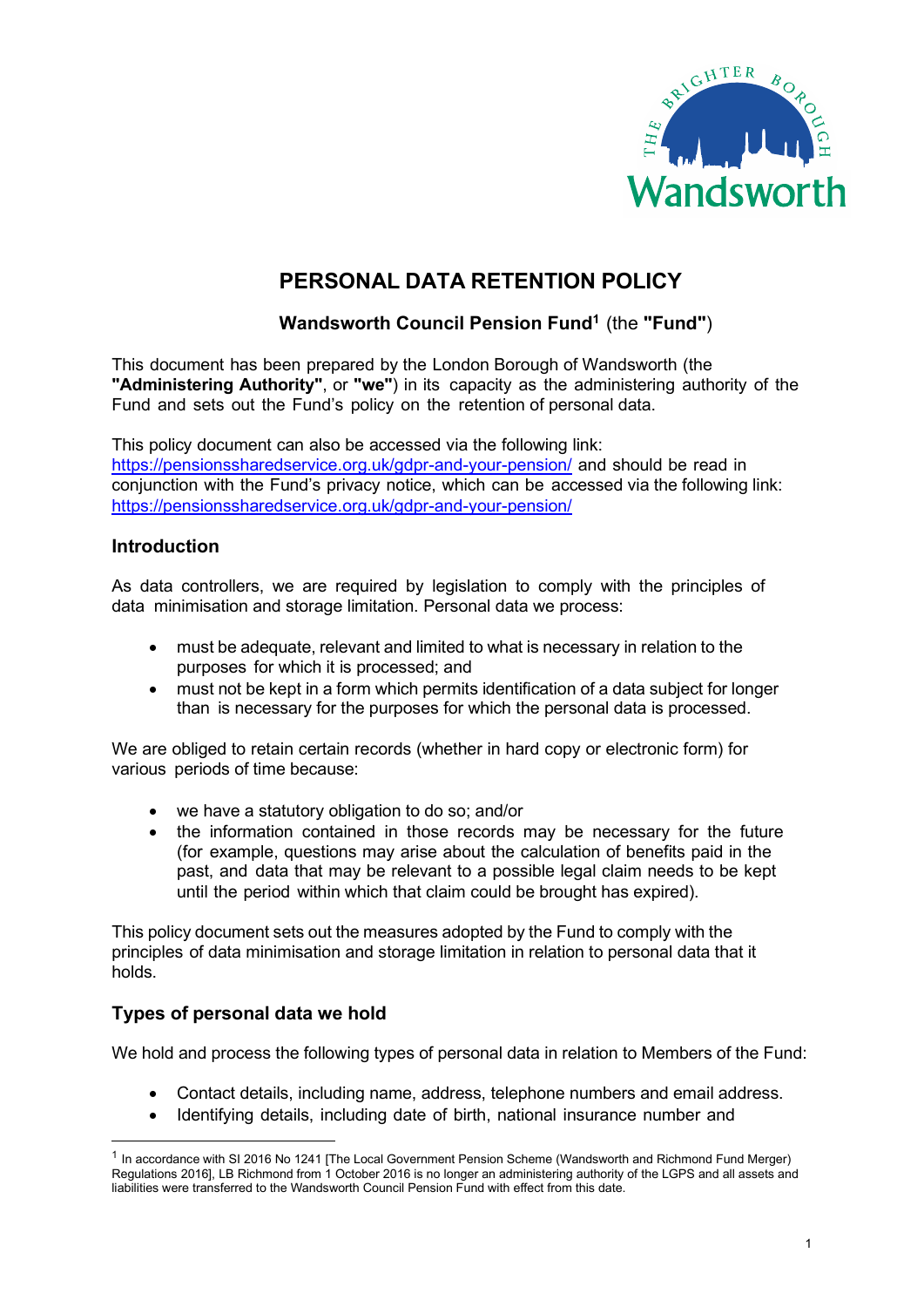# PERSONAL DATA RETENTION POLICY

**Wandsworth Council Pension Fund**[1] (the **"Fund"**)

This document has been prepared by the London Borough of Wandsworth (the **"Administering Authority"**, or **"we"**) in its capacity as the administering authority of the Fund and sets out the Fund's policy on the retention of personal data.

This policy document can also be accessed via the following link: https://pensionssharedservice.org.uk/gdpr-and-your-pension/ and should be read in conjunction with the Fund's privacy notice, which can be accessed via the following link: https://pensionssharedservice.org.uk/gdpr-and-your-pension/

## Introduction

As data controllers, we are required by legislation to comply with the principles of data minimisation and storage limitation. Personal data we process:

- must be adequate, relevant and limited to what is necessary in relation to the purposes for which it is processed; and
- must not be kept in a form which permits identification of a data subject for longer than is necessary for the purposes for which the personal data is processed.

We are obliged to retain certain records (whether in hard copy or electronic form) for various periods of time because:

- we have a statutory obligation to do so; and/or
- the information contained in those records may be necessary for the future (for example, questions may arise about the calculation of benefits paid in the past, and data that may be relevant to a possible legal claim needs to be kept until the period within which that claim could be brought has expired).

This policy document sets out the measures adopted by the Fund to comply with the principles of data minimisation and storage limitation in relation to personal data that it holds.

## Types of personal data we hold

We hold and process the following types of personal data in relation to Members of the Fund:

- Contact details, including name, address, telephone numbers and email address.
- Identifying details, including date of birth, national insurance number and

[1] In accordance with SI 2016 No 1241 [The Local Government Pension Scheme (Wandsworth and Richmond Fund Merger) Regulations 2016], LB Richmond from 1 October 2016 is no longer an administering authority of the LGPS and all assets and liabilities were transferred to the Wandsworth Council Pension Fund with effect from this date.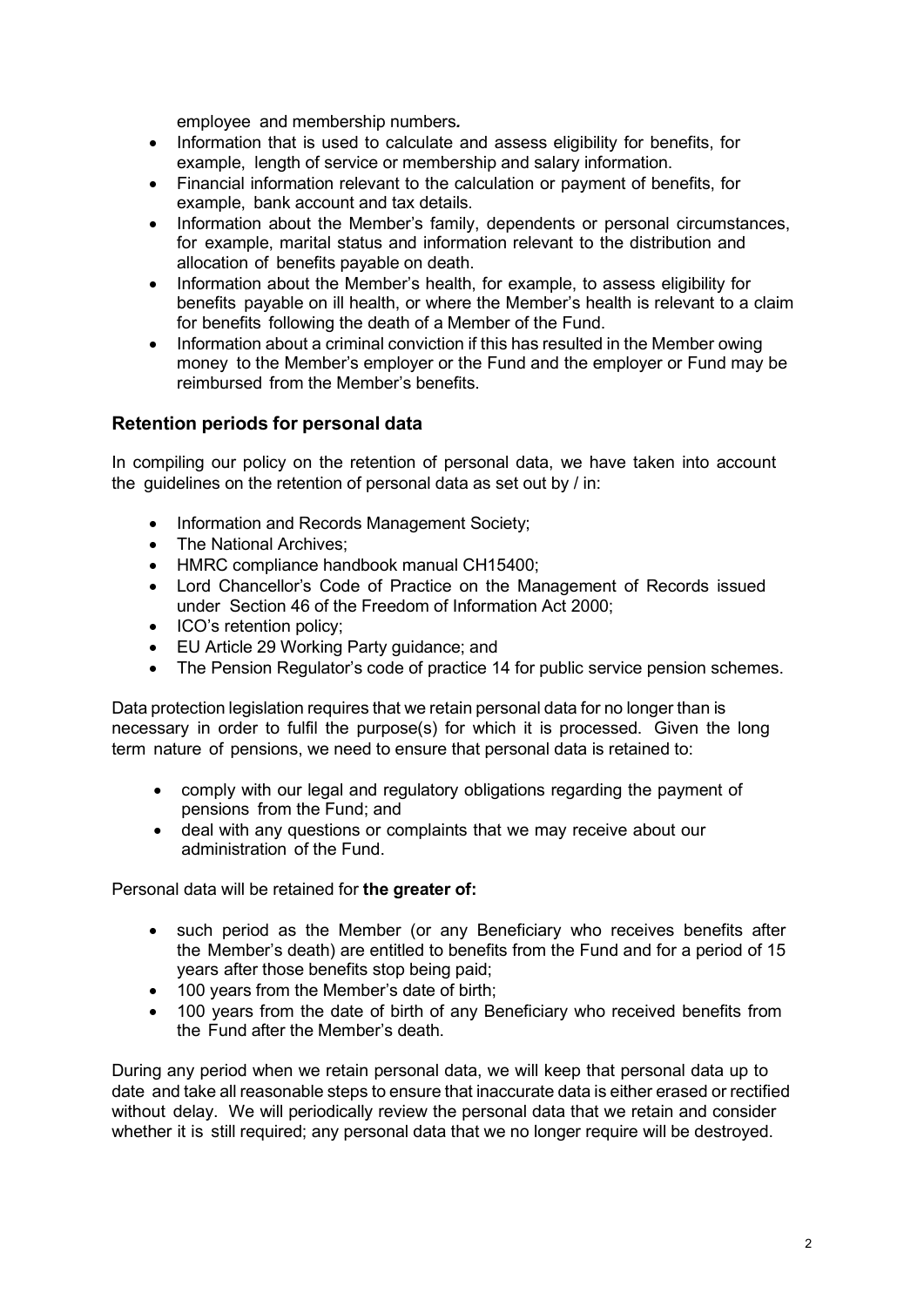employee and membership numbers*.*

- Information that is used to calculate and assess eligibility for benefits, for example, length of service or membership and salary information.
- Financial information relevant to the calculation or payment of benefits, for example, bank account and tax details.
- Information about the Member's family, dependents or personal circumstances, for example, marital status and information relevant to the distribution and allocation of benefits payable on death.
- Information about the Member's health, for example, to assess eligibility for benefits payable on ill health, or where the Member's health is relevant to a claim for benefits following the death of a Member of the Fund.
- Information about a criminal conviction if this has resulted in the Member owing money to the Member's employer or the Fund and the employer or Fund may be reimbursed from the Member's benefits.

## Retention periods for personal data

In compiling our policy on the retention of personal data, we have taken into account the guidelines on the retention of personal data as set out by / in:

- Information and Records Management Society;
- The National Archives;
- HMRC compliance handbook manual CH15400;
- Lord Chancellor's Code of Practice on the Management of Records issued under Section 46 of the Freedom of Information Act 2000;
- ICO's retention policy;
- EU Article 29 Working Party guidance; and
- The Pension Regulator's code of practice 14 for public service pension schemes.

Data protection legislation requires that we retain personal data for no longer than is necessary in order to fulfil the purpose(s) for which it is processed. Given the long term nature of pensions, we need to ensure that personal data is retained to:

- comply with our legal and regulatory obligations regarding the payment of pensions from the Fund; and
- deal with any questions or complaints that we may receive about our administration of the Fund.

Personal data will be retained for **the greater of:**

- such period as the Member (or any Beneficiary who receives benefits after the Member's death) are entitled to benefits from the Fund and for a period of 15 years after those benefits stop being paid;
- 100 years from the Member's date of birth;
- 100 years from the date of birth of any Beneficiary who received benefits from the Fund after the Member's death.

During any period when we retain personal data, we will keep that personal data up to date and take all reasonable steps to ensure that inaccurate data is either erased or rectified without delay. We will periodically review the personal data that we retain and consider whether it is still required; any personal data that we no longer require will be destroyed.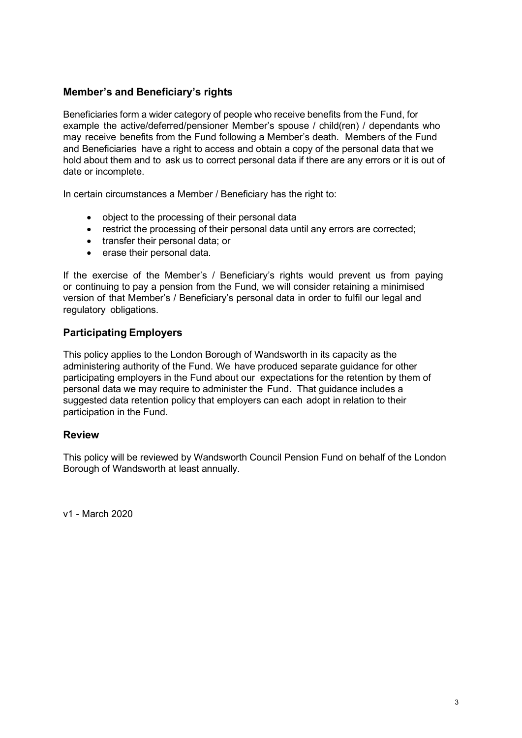## Member's and Beneficiary's rights

Beneficiaries form a wider category of people who receive benefits from the Fund, for example the active/deferred/pensioner Member's spouse / child(ren) / dependants who may receive benefits from the Fund following a Member's death. Members of the Fund and Beneficiaries have a right to access and obtain a copy of the personal data that we hold about them and to ask us to correct personal data if there are any errors or it is out of date or incomplete.

In certain circumstances a Member / Beneficiary has the right to:

- object to the processing of their personal data
- restrict the processing of their personal data until any errors are corrected;
- transfer their personal data; or
- erase their personal data.

If the exercise of the Member's / Beneficiary's rights would prevent us from paying or continuing to pay a pension from the Fund, we will consider retaining a minimised version of that Member's / Beneficiary's personal data in order to fulfil our legal and regulatory obligations.

## Participating Employers

This policy applies to the London Borough of Wandsworth in its capacity as the administering authority of the Fund. We have produced separate guidance for other participating employers in the Fund about our expectations for the retention by them of personal data we may require to administer the Fund. That guidance includes a suggested data retention policy that employers can each adopt in relation to their participation in the Fund.

## Review

This policy will be reviewed by Wandsworth Council Pension Fund on behalf of the London Borough of Wandsworth at least annually.

v1 - March 2020